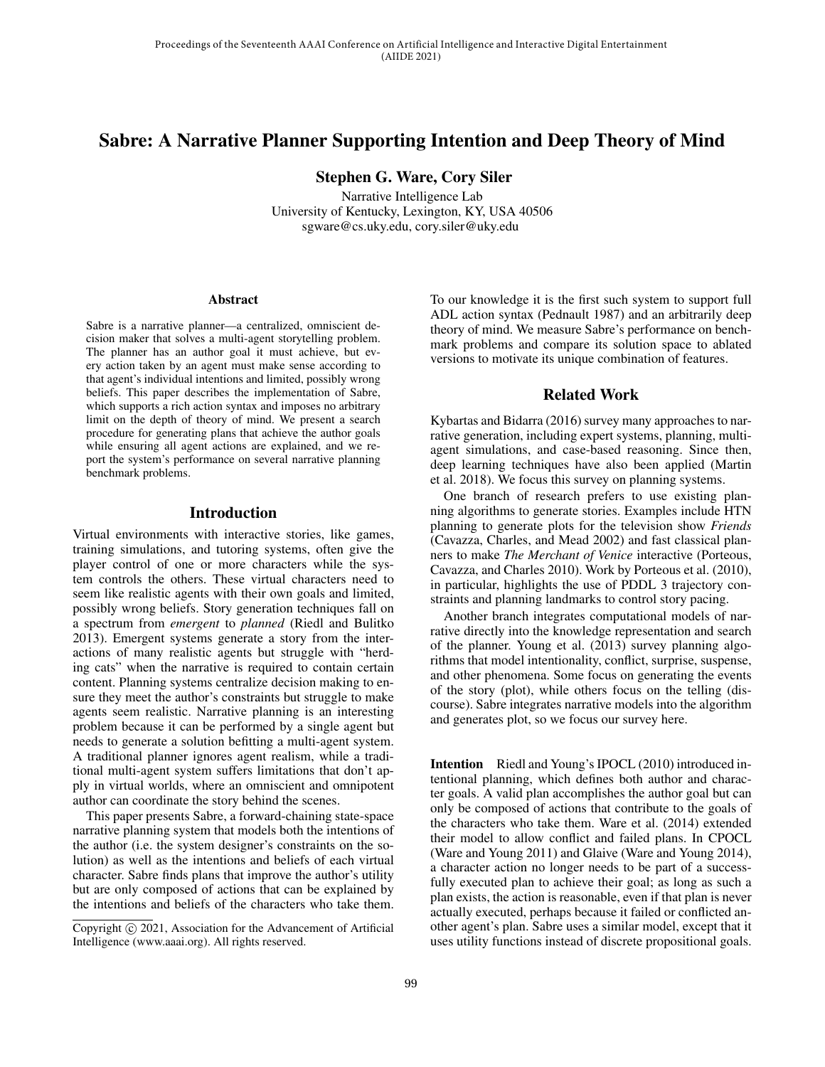# Sabre: A Narrative Planner Supporting Intention and Deep Theory of Mind

**Stephen G. Ware, Cory Siler**

Narrative Intelligence Lab
University of Kentucky, Lexington, KY, USA 40506
sgware@cs.uky.edu, cory.siler@uky.edu

## Abstract

Sabre is a narrative planner—a centralized, omniscient decision maker that solves a multi-agent storytelling problem. The planner has an author goal it must achieve, but every action taken by an agent must make sense according to that agent's individual intentions and limited, possibly wrong beliefs. This paper describes the implementation of Sabre, which supports a rich action syntax and imposes no arbitrary limit on the depth of theory of mind. We present a search procedure for generating plans that achieve the author goals while ensuring all agent actions are explained, and we report the system's performance on several narrative planning benchmark problems.

## Introduction

Virtual environments with interactive stories, like games, training simulations, and tutoring systems, often give the player control of one or more characters while the system controls the others. These virtual characters need to seem like realistic agents with their own goals and limited, possibly wrong beliefs. Story generation techniques fall on a spectrum from *emergent* to *planned* (Riedl and Bulitko 2013). Emergent systems generate a story from the interactions of many realistic agents but struggle with "herding cats" when the narrative is required to contain certain content. Planning systems centralize decision making to ensure they meet the author's constraints but struggle to make agents seem realistic. Narrative planning is an interesting problem because it can be performed by a single agent but needs to generate a solution befitting a multi-agent system. A traditional planner ignores agent realism, while a traditional multi-agent system suffers limitations that don't apply in virtual worlds, where an omniscient and omnipotent author can coordinate the story behind the scenes.

This paper presents Sabre, a forward-chaining state-space narrative planning system that models both the intentions of the author (i.e. the system designer's constraints on the solution) as well as the intentions and beliefs of each virtual character. Sabre finds plans that improve the author's utility but are only composed of actions that can be explained by the intentions and beliefs of the characters who take them. To our knowledge it is the first such system to support full ADL action syntax (Pednault 1987) and an arbitrarily deep theory of mind. We measure Sabre's performance on benchmark problems and compare its solution space to ablated versions to motivate its unique combination of features.

Copyright © 2021, Association for the Advancement of Artificial Intelligence (www.aaai.org). All rights reserved.

## Related Work

Kybartas and Bidarra (2016) survey many approaches to narrative generation, including expert systems, planning, multi-agent simulations, and case-based reasoning. Since then, deep learning techniques have also been applied (Martin et al. 2018). We focus this survey on planning systems.

One branch of research prefers to use existing planning algorithms to generate stories. Examples include HTN planning to generate plots for the television show *Friends* (Cavazza, Charles, and Mead 2002) and fast classical planners to make *The Merchant of Venice* interactive (Porteous, Cavazza, and Charles 2010). Work by Porteous et al. (2010), in particular, highlights the use of PDDL 3 trajectory constraints and planning landmarks to control story pacing.

Another branch integrates computational models of narrative directly into the knowledge representation and search of the planner. Young et al. (2013) survey planning algorithms that model intentionality, conflict, surprise, suspense, and other phenomena. Some focus on generating the events of the story (plot), while others focus on the telling (discourse). Sabre integrates narrative models into the algorithm and generates plot, so we focus our survey here.

**Intention** Riedl and Young's IPOCL (2010) introduced intentional planning, which defines both author and character goals. A valid plan accomplishes the author goal but can only be composed of actions that contribute to the goals of the characters who take them. Ware et al. (2014) extended their model to allow conflict and failed plans. In CPOCL (Ware and Young 2011) and Glaive (Ware and Young 2014), a character action no longer needs to be part of a successfully executed plan to achieve their goal; as long as such a plan exists, the action is reasonable, even if that plan is never actually executed, perhaps because it failed or conflicted another agent's plan. Sabre uses a similar model, except that it uses utility functions instead of discrete propositional goals.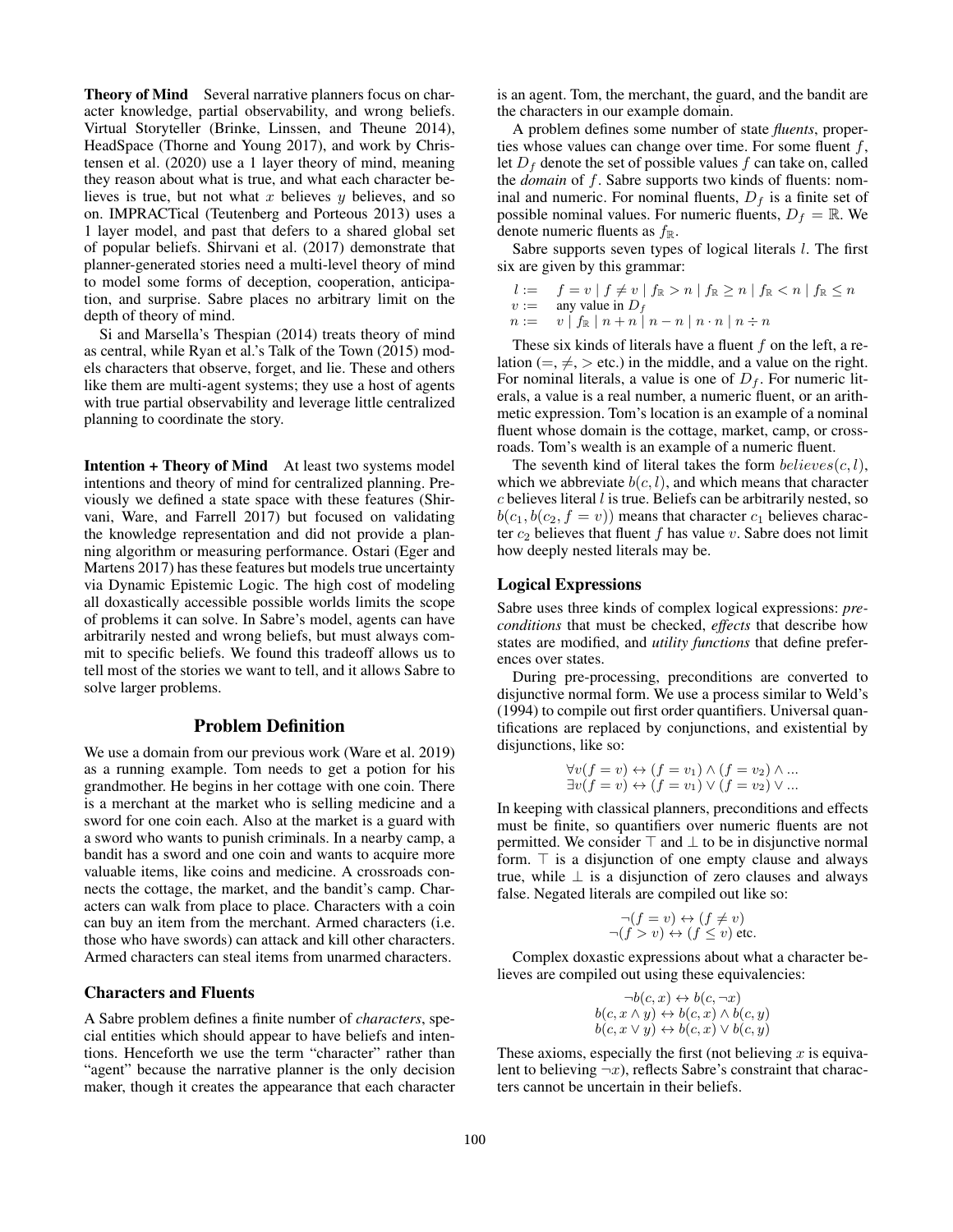**Theory of Mind** Several narrative planners focus on character knowledge, partial observability, and wrong beliefs. Virtual Storyteller (Brinke, Linssen, and Theune 2014), HeadSpace (Thorne and Young 2017), and work by Christensen et al. (2020) use a 1 layer theory of mind, meaning they reason about what is true, and what each character believes is true, but not what $x$ believes $y$ believes, and so on. IMPRACTical (Teutenberg and Porteous 2013) uses a 1 layer model, and past that defers to a shared global set of popular beliefs. Shirvani et al. (2017) demonstrate that planner-generated stories need a multi-level theory of mind to model some forms of deception, cooperation, anticipation, and surprise. Sabre places no arbitrary limit on the depth of theory of mind.

Si and Marsella's Thespian (2014) treats theory of mind as central, while Ryan et al.'s Talk of the Town (2015) models characters that observe, forget, and lie. These and others like them are multi-agent systems; they use a host of agents with true partial observability and leverage little centralized planning to coordinate the story.

**Intention + Theory of Mind** At least two systems model intentions and theory of mind for centralized planning. Previously we defined a state space with these features (Shirvani, Ware, and Farrell 2017) but focused on validating the knowledge representation and did not provide a planning algorithm or measuring performance. Ostari (Eger and Martens 2017) has these features but models true uncertainty via Dynamic Epistemic Logic. The high cost of modeling all doxastically accessible possible worlds limits the scope of problems it can solve. In Sabre's model, agents can have arbitrarily nested and wrong beliefs, but must always commit to specific beliefs. We found this tradeoff allows us to tell most of the stories we want to tell, and it allows Sabre to solve larger problems.

## Problem Definition

We use a domain from our previous work (Ware et al. 2019) as a running example. Tom needs to get a potion for his grandmother. He begins in her cottage with one coin. There is a merchant at the market who is selling medicine and a sword for one coin each. Also at the market is a guard with a sword who wants to punish criminals. In a nearby camp, a bandit has a sword and one coin and wants to acquire more valuable items, like coins and medicine. A crossroads connects the cottage, the market, and the bandit's camp. Characters can walk from place to place. Characters with a coin can buy an item from the merchant. Armed characters (i.e. those who have swords) can attack and kill other characters. Armed characters can steal items from unarmed characters.

### Characters and Fluents

A Sabre problem defines a finite number of *characters*, special entities which should appear to have beliefs and intentions. Henceforth we use the term "character" rather than "agent" because the narrative planner is the only decision maker, though it creates the appearance that each character is an agent. Tom, the merchant, the guard, and the bandit are the characters in our example domain.

A problem defines some number of state *fluents*, properties whose values can change over time. For some fluent $f$, let $D_f$ denote the set of possible values $f$ can take on, called the *domain* of $f$. Sabre supports two kinds of fluents: nominal and numeric. For nominal fluents, $D_f$ is a finite set of possible nominal values. For numeric fluents, $D_f = \mathbb{R}$. We denote numeric fluents as $f_\mathbb{R}$.

Sabre supports seven types of logical literals $l$. The first six are given by this grammar:

$$
\begin{aligned}
l &:= \quad f = v \mid f \neq v \mid f_\mathbb{R} > n \mid f_\mathbb{R} \geq n \mid f_\mathbb{R} < n \mid f_\mathbb{R} \leq n \\
v &:= \quad \text{any value in } D_f \\
n &:= \quad v \mid f_\mathbb{R} \mid n + n \mid n - n \mid n \cdot n \mid n \div n
\end{aligned}
$$

These six kinds of literals have a fluent $f$ on the left, a relation ($=, \neq, >$ etc.) in the middle, and a value on the right. For nominal literals, a value is one of $D_f$. For numeric literals, a value is a real number, a numeric fluent, or an arithmetic expression. Tom's location is an example of a nominal fluent whose domain is the cottage, market, camp, or crossroads. Tom's wealth is an example of a numeric fluent.

The seventh kind of literal takes the form $believes(c, l)$, which we abbreviate $b(c, l)$, and which means that character $c$ believes literal $l$ is true. Beliefs can be arbitrarily nested, so $b(c_1, b(c_2, f = v))$ means that character $c_1$ believes character $c_2$ believes that fluent $f$ has value $v$. Sabre does not limit how deeply nested literals may be.

### Logical Expressions

Sabre uses three kinds of complex logical expressions: *preconditions* that must be checked, *effects* that describe how states are modified, and *utility functions* that define preferences over states.

During pre-processing, preconditions are converted to disjunctive normal form. We use a process similar to Weld's (1994) to compile out first order quantifiers. Universal quantifications are replaced by conjunctions, and existential by disjunctions, like so:

$$
\begin{aligned}
\forall v (f = v) &\leftrightarrow (f = v_1) \wedge (f = v_2) \wedge ... \\
\exists v (f = v) &\leftrightarrow (f = v_1) \vee (f = v_2) \vee ...
\end{aligned}
$$

In keeping with classical planners, preconditions and effects must be finite, so quantifiers over numeric fluents are not permitted. We consider $\top$ and $\bot$ to be in disjunctive normal form. $\top$ is a disjunction of one empty clause and always true, while $\bot$ is a disjunction of zero clauses and always false. Negated literals are compiled out like so:

$$
\begin{aligned}
\neg(f = v) &\leftrightarrow (f \neq v) \\
\neg(f > v) &\leftrightarrow (f \leq v) \text{ etc.}
\end{aligned}
$$

Complex doxastic expressions about what a character believes are compiled out using these equivalencies:

$$
\begin{aligned}
\neg b(c, x) &\leftrightarrow b(c, \neg x) \\
b(c, x \wedge y) &\leftrightarrow b(c, x) \wedge b(c, y) \\
b(c, x \vee y) &\leftrightarrow b(c, x) \vee b(c, y)
\end{aligned}
$$

These axioms, especially the first (not believing $x$ is equivalent to believing $\neg x$), reflects Sabre's constraint that characters cannot be uncertain in their beliefs.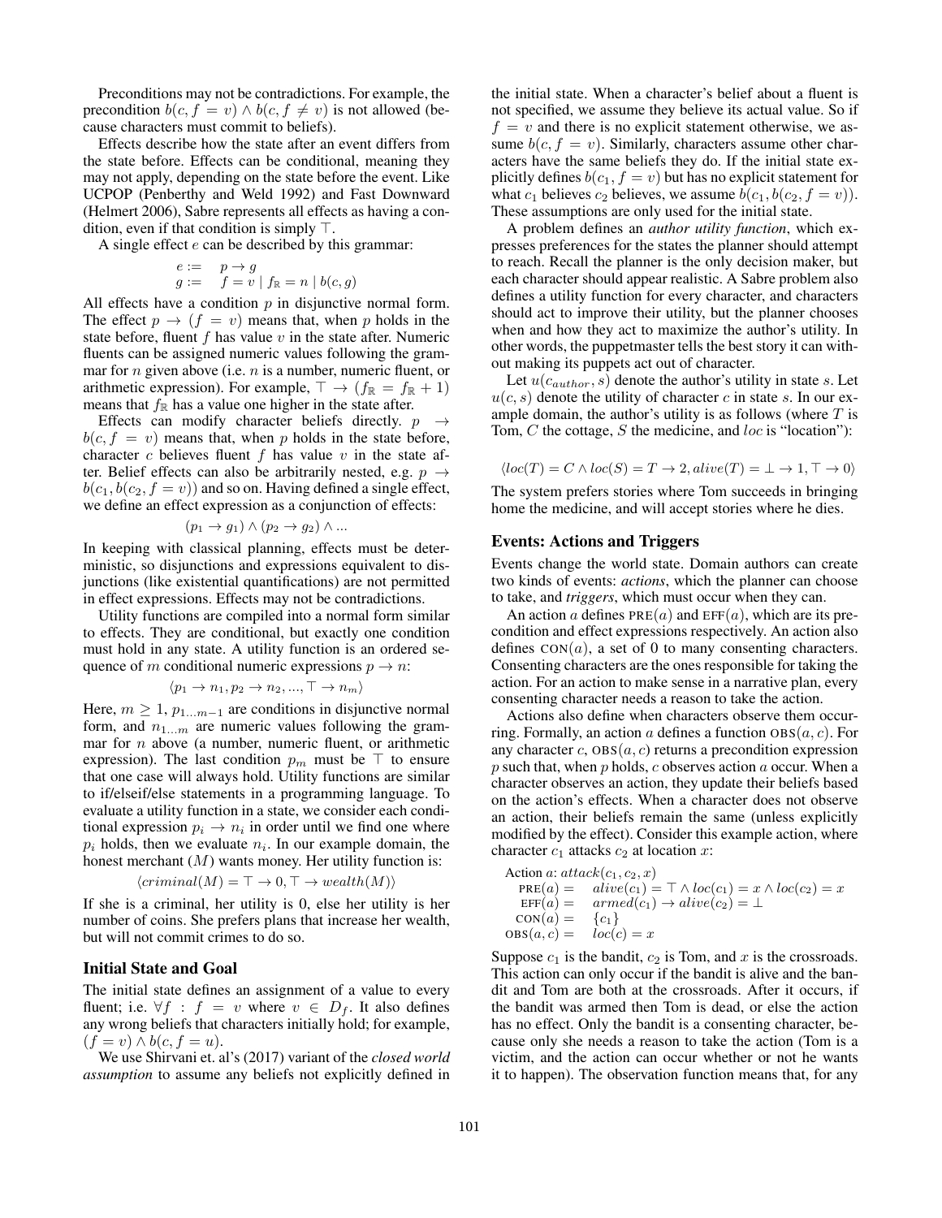Preconditions may not be contradictions. For example, the precondition $b(c, f = v) \wedge b(c, f \neq v)$ is not allowed (because characters must commit to beliefs).

Effects describe how the state after an event differs from the state before. Effects can be conditional, meaning they may not apply, depending on the state before the event. Like UCPOP (Penberthy and Weld 1992) and Fast Downward (Helmert 2006), Sabre represents all effects as having a condition, even if that condition is simply $\top$.

A single effect $e$ can be described by this grammar:

$$
\begin{aligned}
e &:= \quad p \rightarrow g \\
g &:= \quad f = v \mid f_{\mathbb{R}} = n \mid b(c, g)
\end{aligned}
$$

All effects have a condition $p$ in disjunctive normal form. The effect $p \rightarrow (f = v)$ means that, when $p$ holds in the state before, fluent $f$ has value $v$ in the state after. Numeric fluents can be assigned numeric values following the grammar for $n$ given above (i.e. $n$ is a number, numeric fluent, or arithmetic expression). For example, $\top \rightarrow (f_{\mathbb{R}} = f_{\mathbb{R}} + 1)$ means that $f_{\mathbb{R}}$ has a value one higher in the state after.

Effects can modify character beliefs directly. $p \rightarrow b(c, f = v)$ means that, when $p$ holds in the state before, character $c$ believes fluent $f$ has value $v$ in the state after. Belief effects can also be arbitrarily nested, e.g. $p \rightarrow b(c_1, b(c_2, f = v))$ and so on. Having defined a single effect, we define an effect expression as a conjunction of effects:

$$(p_1 \rightarrow g_1) \wedge (p_2 \rightarrow g_2) \wedge \ldots$$

In keeping with classical planning, effects must be deterministic, so disjunctions and expressions equivalent to disjunctions (like existential quantifications) are not permitted in effect expressions. Effects may not be contradictions.

Utility functions are compiled into a normal form similar to effects. They are conditional, but exactly one condition must hold in any state. A utility function is an ordered sequence of $m$ conditional numeric expressions $p \rightarrow n$:

$$\langle p_1 \rightarrow n_1, p_2 \rightarrow n_2, \ldots, \top \rightarrow n_m \rangle$$

Here, $m \geq 1$, $p_{1 \ldots m-1}$ are conditions in disjunctive normal form, and $n_{1 \ldots m}$ are numeric values following the grammar for $n$ above (a number, numeric fluent, or arithmetic expression). The last condition $p_m$ must be $\top$ to ensure that one case will always hold. Utility functions are similar to if/elseif/else statements in a programming language. To evaluate a utility function in a state, we consider each conditional expression $p_i \rightarrow n_i$ in order until we find one where $p_i$ holds, then we evaluate $n_i$. In our example domain, the honest merchant ($M$) wants money. Her utility function is:

$$\langle criminal(M) = \top \rightarrow 0, \top \rightarrow wealth(M) \rangle$$

If she is a criminal, her utility is 0, else her utility is her number of coins. She prefers plans that increase her wealth, but will not commit crimes to do so.

## Initial State and Goal

The initial state defines an assignment of a value to every fluent; i.e. $\forall f : f = v$ where $v \in D_f$. It also defines any wrong beliefs that characters initially hold; for example, $(f = v) \wedge b(c, f = u)$.

We use Shirvani et. al's (2017) variant of the *closed world assumption* to assume any beliefs not explicitly defined in the initial state. When a character's belief about a fluent is not specified, we assume they believe its actual value. So if $f = v$ and there is no explicit statement otherwise, we assume $b(c, f = v)$. Similarly, characters assume other characters have the same beliefs they do. If the initial state explicitly defines $b(c_1, f = v)$ but has no explicit statement for what $c_1$ believes $c_2$ believes, we assume $b(c_1, b(c_2, f = v))$. These assumptions are only used for the initial state.

A problem defines an *author utility function*, which expresses preferences for the states the planner should attempt to reach. Recall the planner is the only decision maker, but each character should appear realistic. A Sabre problem also defines a utility function for every character, and characters should act to improve their utility, but the planner chooses when and how they act to maximize the author's utility. In other words, the puppetmaster tells the best story it can without making its puppets act out of character.

Let $u(c_{author}, s)$ denote the author's utility in state $s$. Let $u(c, s)$ denote the utility of character $c$ in state $s$. In our example domain, the author's utility is as follows (where $T$ is Tom, $C$ the cottage, $S$ the medicine, and $loc$ is "location"):

$$\langle loc(T) = C \wedge loc(S) = T \rightarrow 2, alive(T) = \bot \rightarrow 1, \top \rightarrow 0 \rangle$$

The system prefers stories where Tom succeeds in bringing home the medicine, and will accept stories where he dies.

## Events: Actions and Triggers

Events change the world state. Domain authors can create two kinds of events: *actions*, which the planner can choose to take, and *triggers*, which must occur when they can.

An action $a$ defines $\text{PRE}(a)$ and $\text{EFF}(a)$, which are its precondition and effect expressions respectively. An action also defines $\text{CON}(a)$, a set of 0 to many consenting characters. Consenting characters are the ones responsible for taking the action. For an action to make sense in a narrative plan, every consenting character needs a reason to take the action.

Actions also define when characters observe them occurring. Formally, an action $a$ defines a function $\text{OBS}(a, c)$. For any character $c$, $\text{OBS}(a, c)$ returns a precondition expression $p$ such that, when $p$ holds, $c$ observes action $a$ occur. When a character observes an action, they update their beliefs based on the action's effects. When a character does not observe an action, their beliefs remain the same (unless explicitly modified by the effect). Consider this example action, where character $c_1$ attacks $c_2$ at location $x$:

Action $a$: $attack(c_1, c_2, x)$

$$
\begin{aligned}
\text{PRE}(a) &= \quad alive(c_1) = \top \wedge loc(c_1) = x \wedge loc(c_2) = x \\
\text{EFF}(a) &= \quad armed(c_1) \rightarrow alive(c_2) = \bot \\
\text{CON}(a) &= \quad \{c_1\} \\
\text{OBS}(a, c) &= \quad loc(c) = x
\end{aligned}
$$

Suppose $c_1$ is the bandit, $c_2$ is Tom, and $x$ is the crossroads. This action can only occur if the bandit is alive and the bandit and Tom are both at the crossroads. After it occurs, if the bandit was armed then Tom is dead, or else the action has no effect. Only the bandit is a consenting character, because only she needs a reason to take the action (Tom is a victim, and the action can occur whether or not he wants it to happen). The observation function means that, for any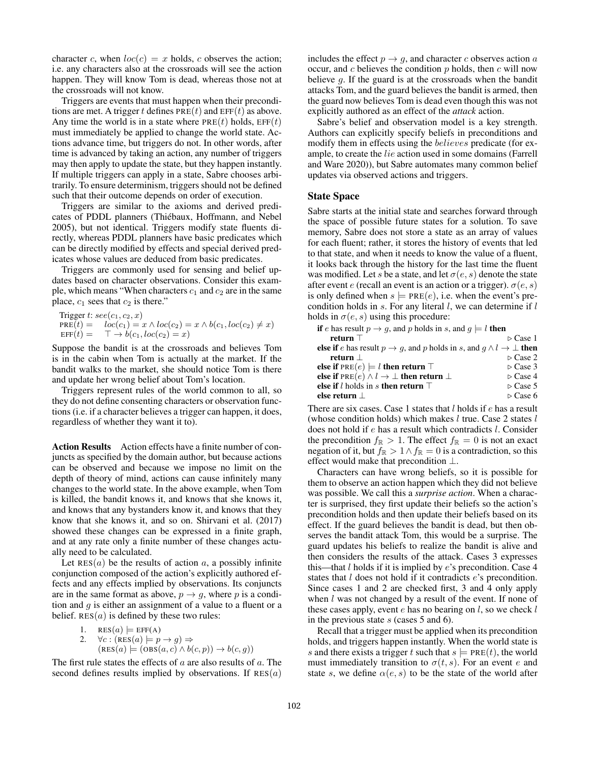character $c$, when $loc(c) = x$ holds, $c$ observes the action; i.e. any characters also at the crossroads will see the action happen. They will know Tom is dead, whereas those not at the crossroads will not know.

Triggers are events that must happen when their preconditions are met. A trigger $t$ defines $\text{PRE}(t)$ and $\text{EFF}(t)$ as above. Any time the world is in a state where $\text{PRE}(t)$ holds, $\text{EFF}(t)$ must immediately be applied to change the world state. Actions advance time, but triggers do not. In other words, after time is advanced by taking an action, any number of triggers may then apply to update the state, but they happen instantly. If multiple triggers can apply in a state, Sabre chooses arbitrarily. To ensure determinism, triggers should not be defined such that their outcome depends on order of execution.

Triggers are similar to the axioms and derived predicates of PDDL planners (Thiébaux, Hoffmann, and Nebel 2005), but not identical. Triggers modify state fluents directly, whereas PDDL planners have basic predicates which can be directly modified by effects and special derived predicates whose values are deduced from basic predicates.

Triggers are commonly used for sensing and belief updates based on character observations. Consider this example, which means "When characters $c_1$ and $c_2$ are in the same place, $c_1$ sees that $c_2$ is there."

Trigger $t$: $see(c_1, c_2, x)$
$\text{PRE}(t) = \quad loc(c_1) = x \wedge loc(c_2) = x \wedge b(c_1, loc(c_2) \neq x)$
$\text{EFF}(t) = \quad \top \rightarrow b(c_1, loc(c_2) = x)$

Suppose the bandit is at the crossroads and believes Tom is in the cabin when Tom is actually at the market. If the bandit walks to the market, she should notice Tom is there and update her wrong belief about Tom's location.

Triggers represent rules of the world common to all, so they do not define consenting characters or observation functions (i.e. if a character believes a trigger can happen, it does, regardless of whether they want it to).

**Action Results** Action effects have a finite number of conjuncts as specified by the domain author, but because actions can be observed and because we impose no limit on the depth of theory of mind, actions can cause infinitely many changes to the world state. In the above example, when Tom is killed, the bandit knows it, and knows that she knows it, and knows that any bystanders know it, and knows that they know that she knows it, and so on. Shirvani et al. (2017) showed these changes can be expressed in a finite graph, and at any rate only a finite number of these changes actually need to be calculated.

Let $\text{RES}(a)$ be the results of action $a$, a possibly infinite conjunction composed of the action's explicitly authored effects and any effects implied by observations. Its conjuncts are in the same format as above, $p \rightarrow g$, where $p$ is a condition and $g$ is either an assignment of a value to a fluent or a belief. $\text{RES}(a)$ is defined by these two rules:

1. $\text{RES}(a) \models \text{EFF(A)}$
2. $\forall c : (\text{RES}(a) \models p \rightarrow g) \Rightarrow$
   $(\text{RES}(a) \models (\text{OBS}(a, c) \wedge b(c, p)) \rightarrow b(c, g))$

The first rule states the effects of $a$ are also results of $a$. The second defines results implied by observations. If $\text{RES}(a)$ includes the effect $p \rightarrow g$, and character $c$ observes action $a$ occur, and $c$ believes the condition $p$ holds, then $c$ will now believe $g$. If the guard is at the crossroads when the bandit attacks Tom, and the guard believes the bandit is armed, then the guard now believes Tom is dead even though this was not explicitly authored as an effect of the *attack* action.

Sabre's belief and observation model is a key strength. Authors can explicitly specify beliefs in preconditions and modify them in effects using the $believes$ predicate (for example, to create the $lie$ action used in some domains (Farrell and Ware 2020)), but Sabre automates many common belief updates via observed actions and triggers.

## State Space

Sabre starts at the initial state and searches forward through the space of possible future states for a solution. To save memory, Sabre does not store a state as an array of values for each fluent; rather, it stores the history of events that led to that state, and when it needs to know the value of a fluent, it looks back through the history for the last time the fluent was modified. Let $s$ be a state, and let $\sigma(e, s)$ denote the state after event $e$ (recall an event is an action or a trigger). $\sigma(e, s)$ is only defined when $s \models \text{PRE}(e)$, i.e. when the event's precondition holds in $s$. For any literal $l$, we can determine if $l$ holds in $\sigma(e, s)$ using this procedure:

```
if e has result p → g, and p holds in s, and g ⊨ l then
    return ⊤                                              ▷ Case 1
else if e has result p → g, and p holds in s, and g ∧ l → ⊥ then
    return ⊥                                              ▷ Case 2
else if PRE(e) ⊨ l then return ⊤                          ▷ Case 3
else if PRE(e) ∧ l → ⊥ then return ⊥                      ▷ Case 4
else if l holds in s then return ⊤                        ▷ Case 5
else return ⊥                                             ▷ Case 6
```

There are six cases. Case 1 states that $l$ holds if $e$ has a result (whose condition holds) which makes $l$ true. Case 2 states $l$ does not hold if $e$ has a result which contradicts $l$. Consider the precondition $f_{\mathbb{R}} > 1$. The effect $f_{\mathbb{R}} = 0$ is not an exact negation of it, but $f_{\mathbb{R}} > 1 \wedge f_{\mathbb{R}} = 0$ is a contradiction, so this effect would make that precondition $\bot$.

Characters can have wrong beliefs, so it is possible for them to observe an action happen which they did not believe was possible. We call this a *surprise action*. When a character is surprised, they first update their beliefs so the action's precondition holds and then update their beliefs based on its effect. If the guard believes the bandit is dead, but then observes the bandit attack Tom, this would be a surprise. The guard updates his beliefs to realize the bandit is alive and then considers the results of the attack. Cases 3 expresses this—that $l$ holds if it is implied by $e$'s precondition. Case 4 states that $l$ does not hold if it contradicts $e$'s precondition. Since cases 1 and 2 are checked first, 3 and 4 only apply when $l$ was not changed by a result of the event. If none of these cases apply, event $e$ has no bearing on $l$, so we check $l$ in the previous state $s$ (cases 5 and 6).

Recall that a trigger must be applied when its precondition holds, and triggers happen instantly. When the world state is $s$ and there exists a trigger $t$ such that $s \models \text{PRE}(t)$, the world must immediately transition to $\sigma(t, s)$. For an event $e$ and state $s$, we define $\alpha(e, s)$ to be the state of the world after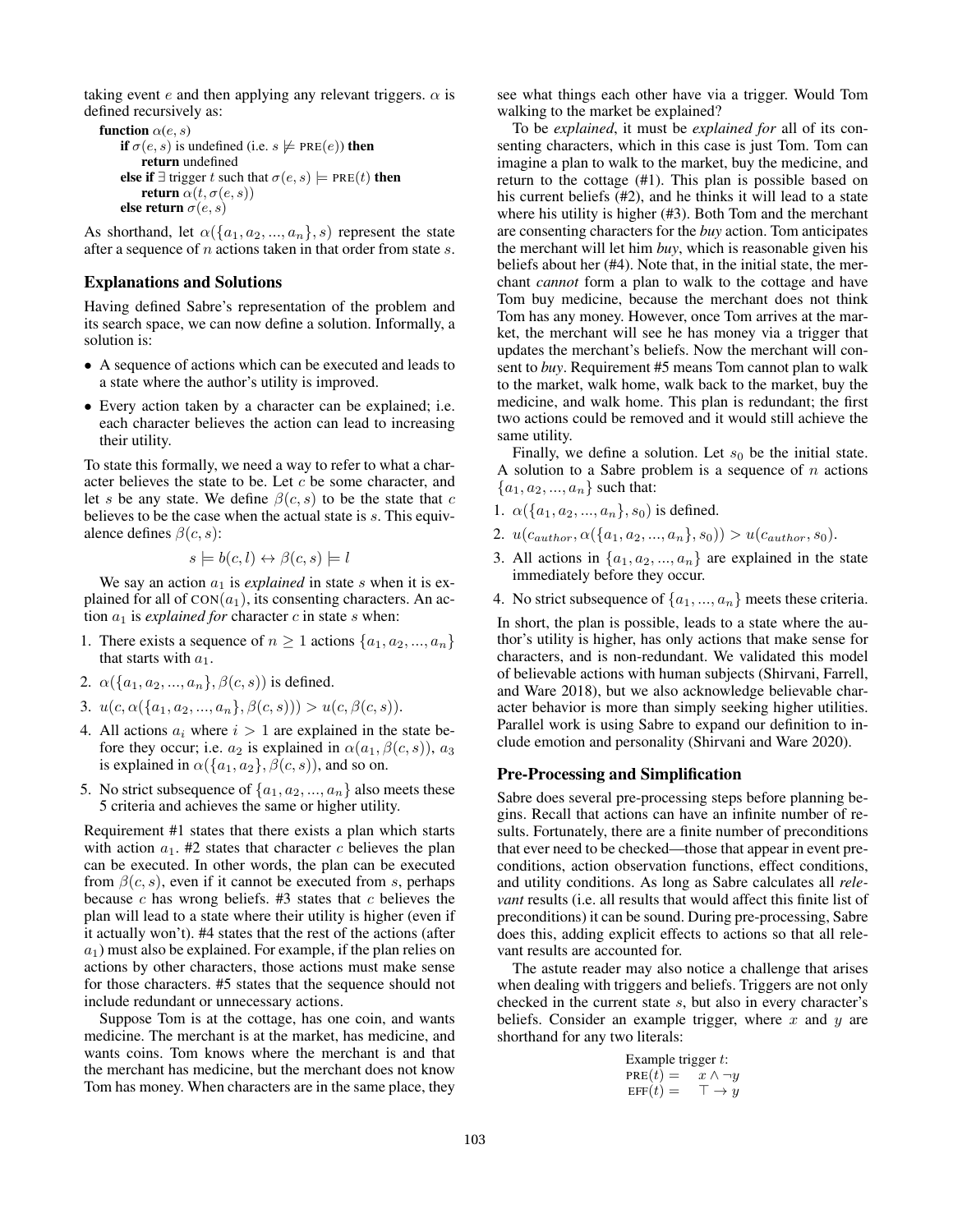taking event $e$ and then applying any relevant triggers. $\alpha$ is defined recursively as:

```
function α(e, s)
    if σ(e, s) is undefined (i.e. s ⊭ PRE(e)) then
        return undefined
    else if ∃ trigger t such that σ(e, s) ⊨ PRE(t) then
        return α(t, σ(e, s))
    else return σ(e, s)
```

As shorthand, let $\alpha(\{a_1, a_2, ..., a_n\}, s)$ represent the state after a sequence of $n$ actions taken in that order from state $s$.

## Explanations and Solutions

Having defined Sabre's representation of the problem and its search space, we can now define a solution. Informally, a solution is:

- A sequence of actions which can be executed and leads to a state where the author's utility is improved.
- Every action taken by a character can be explained; i.e. each character believes the action can lead to increasing their utility.

To state this formally, we need a way to refer to what a character believes the state to be. Let $c$ be some character, and let $s$ be any state. We define $\beta(c, s)$ to be the state that $c$ believes to be the case when the actual state is $s$. This equivalence defines $\beta(c, s)$:

$$s \models b(c, l) \leftrightarrow \beta(c, s) \models l$$

We say an action $a_1$ is *explained* in state $s$ when it is explained for all of $\text{CON}(a_1)$, its consenting characters. An action $a_1$ is *explained for* character $c$ in state $s$ when:

1. There exists a sequence of $n \geq 1$ actions $\{a_1, a_2, ..., a_n\}$ that starts with $a_1$.
2. $\alpha(\{a_1, a_2, ..., a_n\}, \beta(c, s))$ is defined.
3. $u(c, \alpha(\{a_1, a_2, ..., a_n\}, \beta(c, s))) > u(c, \beta(c, s))$.
4. All actions $a_i$ where $i > 1$ are explained in the state before they occur; i.e. $a_2$ is explained in $\alpha(a_1, \beta(c, s))$, $a_3$ is explained in $\alpha(\{a_1, a_2\}, \beta(c, s))$, and so on.
5. No strict subsequence of $\{a_1, a_2, ..., a_n\}$ also meets these 5 criteria and achieves the same or higher utility.

Requirement #1 states that there exists a plan which starts with action $a_1$. #2 states that character $c$ believes the plan can be executed. In other words, the plan can be executed from $\beta(c, s)$, even if it cannot be executed from $s$, perhaps because $c$ has wrong beliefs. #3 states that $c$ believes the plan will lead to a state where their utility is higher (even if it actually won't). #4 states that the rest of the actions (after $a_1$) must also be explained. For example, if the plan relies on actions by other characters, those actions must make sense for those characters. #5 states that the sequence should not include redundant or unnecessary actions.

Suppose Tom is at the cottage, has one coin, and wants medicine. The merchant is at the market, has medicine, and wants coins. Tom knows where the merchant is and that the merchant has medicine, but the merchant does not know Tom has money. When characters are in the same place, they see what things each other have via a trigger. Would Tom walking to the market be explained?

To be *explained*, it must be *explained for* all of its consenting characters, which in this case is just Tom. Tom can imagine a plan to walk to the market, buy the medicine, and return to the cottage (#1). This plan is possible based on his current beliefs (#2), and he thinks it will lead to a state where his utility is higher (#3). Both Tom and the merchant are consenting characters for the *buy* action. Tom anticipates the merchant will let him *buy*, which is reasonable given his beliefs about her (#4). Note that, in the initial state, the merchant *cannot* form a plan to walk to the cottage and have Tom buy medicine, because the merchant does not think Tom has any money. However, once Tom arrives at the market, the merchant will see he has money via a trigger that updates the merchant's beliefs. Now the merchant will consent to *buy*. Requirement #5 means Tom cannot plan to walk to the market, walk home, walk back to the market, buy the medicine, and walk home. This plan is redundant; the first two actions could be removed and it would still achieve the same utility.

Finally, we define a solution. Let $s_0$ be the initial state. A solution to a Sabre problem is a sequence of $n$ actions $\{a_1, a_2, ..., a_n\}$ such that:

1. $\alpha(\{a_1, a_2, ..., a_n\}, s_0)$ is defined.
2. $u(c_{author}, \alpha(\{a_1, a_2, ..., a_n\}, s_0)) > u(c_{author}, s_0)$.
3. All actions in $\{a_1, a_2, ..., a_n\}$ are explained in the state immediately before they occur.
4. No strict subsequence of $\{a_1, ..., a_n\}$ meets these criteria.

In short, the plan is possible, leads to a state where the author's utility is higher, has only actions that make sense for characters, and is non-redundant. We validated this model of believable actions with human subjects (Shirvani, Farrell, and Ware 2018), but we also acknowledge believable character behavior is more than simply seeking higher utilities. Parallel work is using Sabre to expand our definition to include emotion and personality (Shirvani and Ware 2020).

## Pre-Processing and Simplification

Sabre does several pre-processing steps before planning begins. Recall that actions can have an infinite number of results. Fortunately, there are a finite number of preconditions that ever need to be checked—those that appear in event preconditions, action observation functions, effect conditions, and utility conditions. As long as Sabre calculates all *relevant* results (i.e. all results that would affect this finite list of preconditions) it can be sound. During pre-processing, Sabre does this, adding explicit effects to actions so that all relevant results are accounted for.

The astute reader may also notice a challenge that arises when dealing with triggers and beliefs. Triggers are not only checked in the current state $s$, but also in every character's beliefs. Consider an example trigger, where $x$ and $y$ are shorthand for any two literals:

Example trigger $t$:
$\text{PRE}(t) = \quad x \wedge \neg y$
$\text{EFF}(t) = \quad \top \rightarrow y$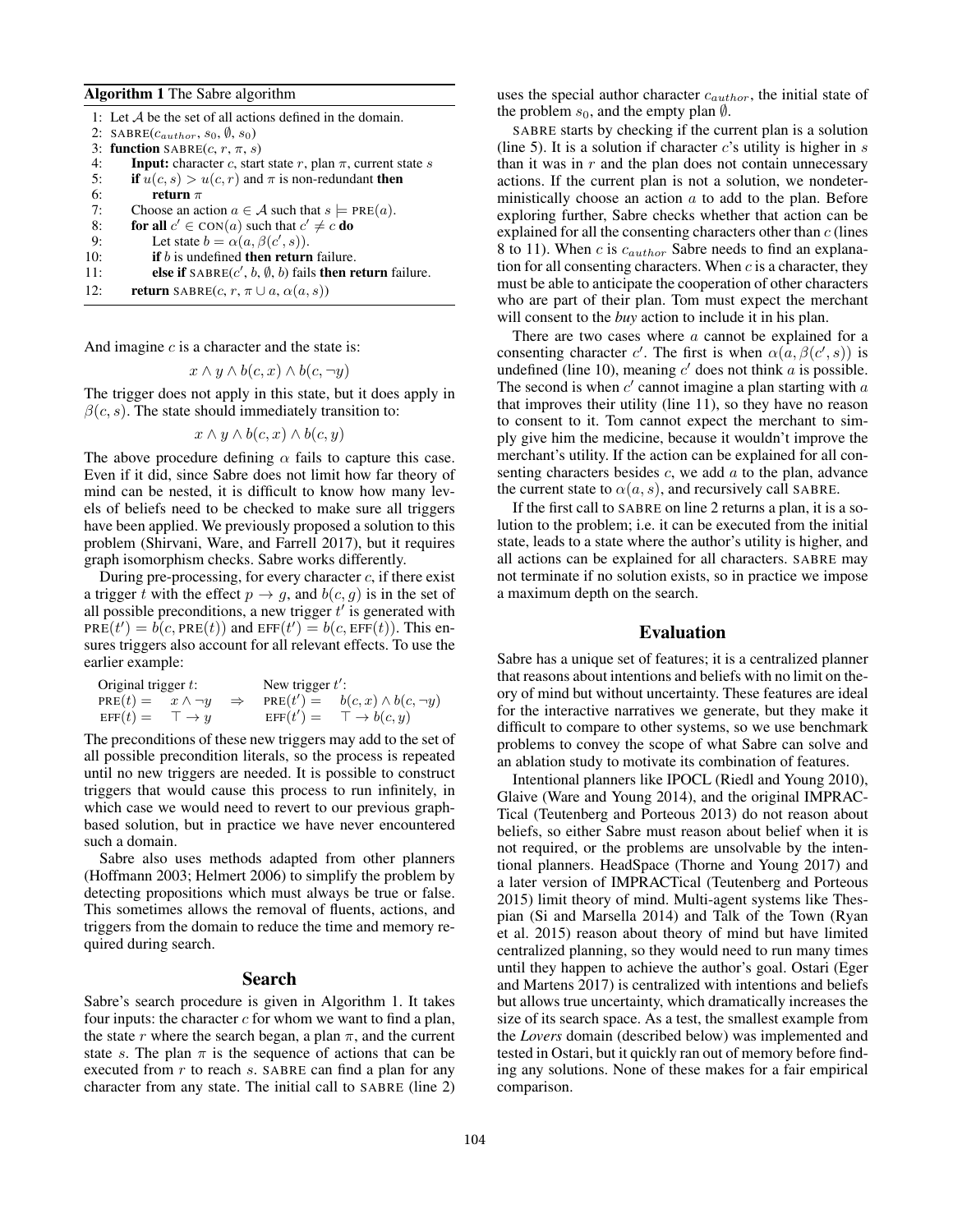**Algorithm 1** The Sabre algorithm

```
1:  Let 𝒜 be the set of all actions defined in the domain.
2:  SABRE(c_author, s_0, ∅, s_0)
3:  function SABRE(c, r, π, s)
4:      Input: character c, start state r, plan π, current state s
5:      if u(c, s) > u(c, r) and π is non-redundant then
6:          return π
7:      Choose an action a ∈ 𝒜 such that s ⊨ PRE(a).
8:      for all c' ∈ CON(a) such that c' ≠ c do
9:          Let state b = α(a, β(c', s)).
10:         if b is undefined then return failure.
11:         else if SABRE(c', b, ∅, b) fails then return failure.
12:     return SABRE(c, r, π ∪ a, α(a, s))
```

And imagine $c$ is a character and the state is:

$$x \wedge y \wedge b(c, x) \wedge b(c, \neg y)$$

The trigger does not apply in this state, but it does apply in $\beta(c, s)$. The state should immediately transition to:

$$x \wedge y \wedge b(c, x) \wedge b(c, y)$$

The above procedure defining $\alpha$ fails to capture this case. Even if it did, since Sabre does not limit how far theory of mind can be nested, it is difficult to know how many levels of beliefs need to be checked to make sure all triggers have been applied. We previously proposed a solution to this problem (Shirvani, Ware, and Farrell 2017), but it requires graph isomorphism checks. Sabre works differently.

During pre-processing, for every character $c$, if there exist a trigger $t$ with the effect $p \rightarrow g$, and $b(c, g)$ is in the set of all possible preconditions, a new trigger $t'$ is generated with $\text{PRE}(t') = b(c, \text{PRE}(t))$ and $\text{EFF}(t') = b(c, \text{EFF}(t))$. This ensures triggers also account for all relevant effects. To use the earlier example:

| Original trigger $t$: | | | New trigger $t'$: | |
|---|---|---|---|---|
| $\text{PRE}(t) =$ | $x \wedge \neg y$ | $\Rightarrow$ | $\text{PRE}(t') =$ | $b(c, x) \wedge b(c, \neg y)$ |
| $\text{EFF}(t) =$ | $\top \rightarrow y$ | | $\text{EFF}(t') =$ | $\top \rightarrow b(c, y)$ |

The preconditions of these new triggers may add to the set of all possible precondition literals, so the process is repeated until no new triggers are needed. It is possible to construct triggers that would cause this process to run infinitely, in which case we would need to revert to our previous graph-based solution, but in practice we have never encountered such a domain.

Sabre also uses methods adapted from other planners (Hoffmann 2003; Helmert 2006) to simplify the problem by detecting propositions which must always be true or false. This sometimes allows the removal of fluents, actions, and triggers from the domain to reduce the time and memory required during search.

## Search

Sabre's search procedure is given in Algorithm 1. It takes four inputs: the character $c$ for whom we want to find a plan, the state $r$ where the search began, a plan $\pi$, and the current state $s$. The plan $\pi$ is the sequence of actions that can be executed from $r$ to reach $s$. SABRE can find a plan for any character from any state. The initial call to SABRE (line 2) uses the special author character $c_{author}$, the initial state of the problem $s_0$, and the empty plan $\emptyset$.

SABRE starts by checking if the current plan is a solution (line 5). It is a solution if character $c$'s utility is higher in $s$ than it was in $r$ and the plan does not contain unnecessary actions. If the current plan is not a solution, we nondeterministically choose an action $a$ to add to the plan. Before exploring further, Sabre checks whether that action can be explained for all the consenting characters other than $c$ (lines 8 to 11). When $c$ is $c_{author}$ Sabre needs to find an explanation for all consenting characters. When $c$ is a character, they must be able to anticipate the cooperation of other characters who are part of their plan. Tom must expect the merchant will consent to the *buy* action to include it in his plan.

There are two cases where $a$ cannot be explained for a consenting character $c'$. The first is when $\alpha(a, \beta(c', s))$ is undefined (line 10), meaning $c'$ does not think $a$ is possible. The second is when $c'$ cannot imagine a plan starting with $a$ that improves their utility (line 11), so they have no reason to consent to it. Tom cannot expect the merchant to simply give him the medicine, because it wouldn't improve the merchant's utility. If the action can be explained for all consenting characters besides $c$, we add $a$ to the plan, advance the current state to $\alpha(a, s)$, and recursively call SABRE.

If the first call to SABRE on line 2 returns a plan, it is a solution to the problem; i.e. it can be executed from the initial state, leads to a state where the author's utility is higher, and all actions can be explained for all characters. SABRE may not terminate if no solution exists, so in practice we impose a maximum depth on the search.

## Evaluation

Sabre has a unique set of features; it is a centralized planner that reasons about intentions and beliefs with no limit on theory of mind but without uncertainty. These features are ideal for the interactive narratives we generate, but they make it difficult to compare to other systems, so we use benchmark problems to convey the scope of what Sabre can solve and an ablation study to motivate its combination of features.

Intentional planners like IPOCL (Riedl and Young 2010), Glaive (Ware and Young 2014), and the original IMPRACTical (Teutenberg and Porteous 2013) do not reason about beliefs, so either Sabre must reason about belief when it is not required, or the problems are unsolvable by the intentional planners. HeadSpace (Thorne and Young 2017) and a later version of IMPRACTical (Teutenberg and Porteous 2015) limit theory of mind. Multi-agent systems like Thespian (Si and Marsella 2014) and Talk of the Town (Ryan et al. 2015) reason about theory of mind but have limited centralized planning, so they would need to run many times until they happen to achieve the author's goal. Ostari (Eger and Martens 2017) is centralized with intentions and beliefs but allows true uncertainty, which dramatically increases the size of its search space. As a test, the smallest example from the *Lovers* domain (described below) was implemented and tested in Ostari, but it quickly ran out of memory before finding any solutions. None of these makes for a fair empirical comparison.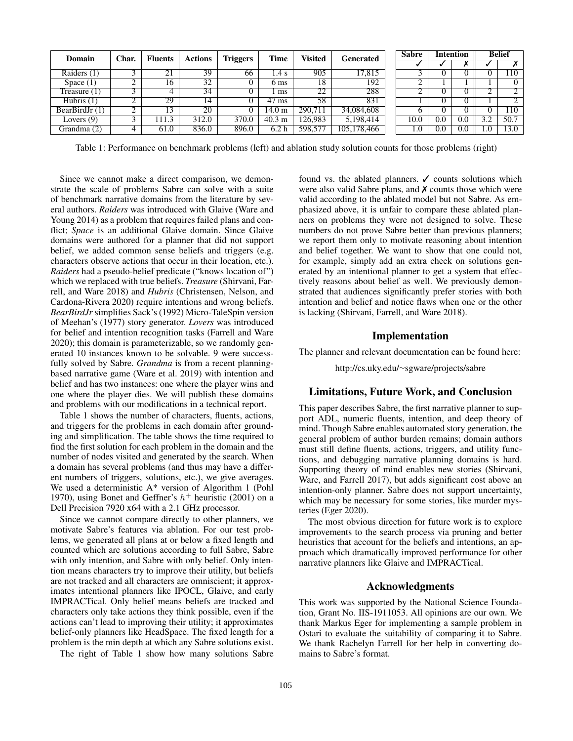| Domain | Char. | Fluents | Actions | Triggers | Time | Visited | Generated | Sabre | Intention | | Belief | |
|---|---|---|---|---|---|---|---|---|---|---|---|---|
| | | | | | | | | ✓ | ✓ | ✗ | ✓ | ✗ |
| Raiders (1) | 3 | 21 | 39 | 66 | 1.4 s | 905 | 17,815 | 3 | 0 | 0 | 0 | 110 |
| Space (1) | 2 | 16 | 32 | 0 | 6 ms | 18 | 192 | 2 | 1 | 1 | 1 | 0 |
| Treasure (1) | 3 | 4 | 34 | 0 | 1 ms | 22 | 288 | 2 | 0 | 0 | 2 | 2 |
| Hubris (1) | 2 | 29 | 14 | 0 | 47 ms | 58 | 831 | 1 | 0 | 0 | 1 | 2 |
| BearBirdJr (1) | 2 | 13 | 20 | 0 | 14.0 m | 290,711 | 34,084,608 | 6 | 0 | 0 | 0 | 110 |
| Lovers (9) | 3 | 111.3 | 312.0 | 370.0 | 40.3 m | 126,983 | 5,198,414 | 10.0 | 0.0 | 0.0 | 3.2 | 50.7 |
| Grandma (2) | 4 | 61.0 | 836.0 | 896.0 | 6.2 h | 598,577 | 105,178,466 | 1.0 | 0.0 | 0.0 | 1.0 | 13.0 |

Table 1: Performance on benchmark problems (left) and ablation study solution counts for those problems (right)

Since we cannot make a direct comparison, we demonstrate the scale of problems Sabre can solve with a suite of benchmark narrative domains from the literature by several authors. *Raiders* was introduced with Glaive (Ware and Young 2014) as a problem that requires failed plans and conflict; *Space* is an additional Glaive domain. Since Glaive domains were authored for a planner that did not support belief, we added common sense beliefs and triggers (e.g. characters observe actions that occur in their location, etc.). *Raiders* had a pseudo-belief predicate ("knows location of") which we replaced with true beliefs. *Treasure* (Shirvani, Farrell, and Ware 2018) and *Hubris* (Christensen, Nelson, and Cardona-Rivera 2020) require intentions and wrong beliefs. *BearBirdJr* simplifies Sack's (1992) Micro-TaleSpin version of Meehan's (1977) story generator. *Lovers* was introduced for belief and intention recognition tasks (Farrell and Ware 2020); this domain is parameterizable, so we randomly generated 10 instances known to be solvable. 9 were successfully solved by Sabre. *Grandma* is from a recent planning-based narrative game (Ware et al. 2019) with intention and belief and has two instances: one where the player wins and one where the player dies. We will publish these domains and problems with our modifications in a technical report.

Table 1 shows the number of characters, fluents, actions, and triggers for the problems in each domain after grounding and simplification. The table shows the time required to find the first solution for each problem in the domain and the number of nodes visited and generated by the search. When a domain has several problems (and thus may have a different numbers of triggers, solutions, etc.), we give averages. We used a deterministic A* version of Algorithm 1 (Pohl 1970), using Bonet and Geffner's $h^+$ heuristic (2001) on a Dell Precision 7920 x64 with a 2.1 GHz processor.

Since we cannot compare directly to other planners, we motivate Sabre's features via ablation. For our test problems, we generated all plans at or below a fixed length and counted which are solutions according to full Sabre, Sabre with only intention, and Sabre with only belief. Only intention means characters try to improve their utility, but beliefs are not tracked and all characters are omniscient; it approximates intentional planners like IPOCL, Glaive, and early IMPRACTical. Only belief means beliefs are tracked and characters only take actions they think possible, even if the actions can't lead to improving their utility; it approximates belief-only planners like HeadSpace. The fixed length for a problem is the min depth at which any Sabre solutions exist.

The right of Table 1 show how many solutions Sabre found vs. the ablated planners. ✓ counts solutions which were also valid Sabre plans, and ✗ counts those which were valid according to the ablated model but not Sabre. As emphasized above, it is unfair to compare these ablated planners on problems they were not designed to solve. These numbers do not prove Sabre better than previous planners; we report them only to motivate reasoning about intention and belief together. We want to show that one could not, for example, simply add an extra check on solutions generated by an intentional planner to get a system that effectively reasons about belief as well. We previously demonstrated that audiences significantly prefer stories with both intention and belief and notice flaws when one or the other is lacking (Shirvani, Farrell, and Ware 2018).

## Implementation

The planner and relevant documentation can be found here:

http://cs.uky.edu/~sgware/projects/sabre

## Limitations, Future Work, and Conclusion

This paper describes Sabre, the first narrative planner to support ADL, numeric fluents, intention, and deep theory of mind. Though Sabre enables automated story generation, the general problem of author burden remains; domain authors must still define fluents, actions, triggers, and utility functions, and debugging narrative planning domains is hard. Supporting theory of mind enables new stories (Shirvani, Ware, and Farrell 2017), but adds significant cost above an intention-only planner. Sabre does not support uncertainty, which may be necessary for some stories, like murder mysteries (Eger 2020).

The most obvious direction for future work is to explore improvements to the search process via pruning and better heuristics that account for the beliefs and intentions, an approach which dramatically improved performance for other narrative planners like Glaive and IMPRACTical.

## Acknowledgments

This work was supported by the National Science Foundation, Grant No. IIS-1911053. All opinions are our own. We thank Markus Eger for implementing a sample problem in Ostari to evaluate the suitability of comparing it to Sabre. We thank Rachelyn Farrell for her help in converting domains to Sabre's format.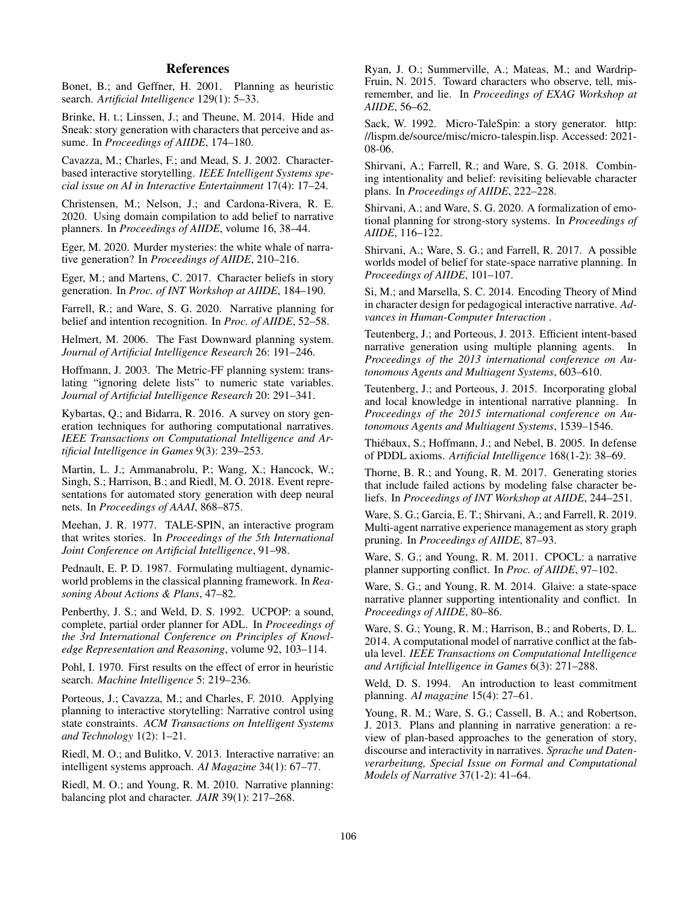## References

Bonet, B.; and Geffner, H. 2001. Planning as heuristic search. *Artificial Intelligence* 129(1): 5–33.

Brinke, H. t.; Linssen, J.; and Theune, M. 2014. Hide and Sneak: story generation with characters that perceive and assume. In *Proceedings of AIIDE*, 174–180.

Cavazza, M.; Charles, F.; and Mead, S. J. 2002. Character-based interactive storytelling. *IEEE Intelligent Systems special issue on AI in Interactive Entertainment* 17(4): 17–24.

Christensen, M.; Nelson, J.; and Cardona-Rivera, R. E. 2020. Using domain compilation to add belief to narrative planners. In *Proceedings of AIIDE*, volume 16, 38–44.

Eger, M. 2020. Murder mysteries: the white whale of narrative generation? In *Proceedings of AIIDE*, 210–216.

Eger, M.; and Martens, C. 2017. Character beliefs in story generation. In *Proc. of INT Workshop at AIIDE*, 184–190.

Farrell, R.; and Ware, S. G. 2020. Narrative planning for belief and intention recognition. In *Proc. of AIIDE*, 52–58.

Helmert, M. 2006. The Fast Downward planning system. *Journal of Artificial Intelligence Research* 26: 191–246.

Hoffmann, J. 2003. The Metric-FF planning system: translating "ignoring delete lists" to numeric state variables. *Journal of Artificial Intelligence Research* 20: 291–341.

Kybartas, Q.; and Bidarra, R. 2016. A survey on story generation techniques for authoring computational narratives. *IEEE Transactions on Computational Intelligence and Artificial Intelligence in Games* 9(3): 239–253.

Martin, L. J.; Ammanabrolu, P.; Wang, X.; Hancock, W.; Singh, S.; Harrison, B.; and Riedl, M. O. 2018. Event representations for automated story generation with deep neural nets. In *Proceedings of AAAI*, 868–875.

Meehan, J. R. 1977. TALE-SPIN, an interactive program that writes stories. In *Proceedings of the 5th International Joint Conference on Artificial Intelligence*, 91–98.

Pednault, E. P. D. 1987. Formulating multiagent, dynamic-world problems in the classical planning framework. In *Reasoning About Actions & Plans*, 47–82.

Penberthy, J. S.; and Weld, D. S. 1992. UCPOP: a sound, complete, partial order planner for ADL. In *Proceedings of the 3rd International Conference on Principles of Knowledge Representation and Reasoning*, volume 92, 103–114.

Pohl, I. 1970. First results on the effect of error in heuristic search. *Machine Intelligence* 5: 219–236.

Porteous, J.; Cavazza, M.; and Charles, F. 2010. Applying planning to interactive storytelling: Narrative control using state constraints. *ACM Transactions on Intelligent Systems and Technology* 1(2): 1–21.

Riedl, M. O.; and Bulitko, V. 2013. Interactive narrative: an intelligent systems approach. *AI Magazine* 34(1): 67–77.

Riedl, M. O.; and Young, R. M. 2010. Narrative planning: balancing plot and character. *JAIR* 39(1): 217–268.

Ryan, J. O.; Summerville, A.; Mateas, M.; and Wardrip-Fruin, N. 2015. Toward characters who observe, tell, misremember, and lie. In *Proceedings of EXAG Workshop at AIIDE*, 56–62.

Sack, W. 1992. Micro-TaleSpin: a story generator. http://lispm.de/source/misc/micro-talespin.lisp. Accessed: 2021-08-06.

Shirvani, A.; Farrell, R.; and Ware, S. G. 2018. Combining intentionality and belief: revisiting believable character plans. In *Proceedings of AIIDE*, 222–228.

Shirvani, A.; and Ware, S. G. 2020. A formalization of emotional planning for strong-story systems. In *Proceedings of AIIDE*, 116–122.

Shirvani, A.; Ware, S. G.; and Farrell, R. 2017. A possible worlds model of belief for state-space narrative planning. In *Proceedings of AIIDE*, 101–107.

Si, M.; and Marsella, S. C. 2014. Encoding Theory of Mind in character design for pedagogical interactive narrative. *Advances in Human-Computer Interaction* .

Teutenberg, J.; and Porteous, J. 2013. Efficient intent-based narrative generation using multiple planning agents. In *Proceedings of the 2013 international conference on Autonomous Agents and Multiagent Systems*, 603–610.

Teutenberg, J.; and Porteous, J. 2015. Incorporating global and local knowledge in intentional narrative planning. In *Proceedings of the 2015 international conference on Autonomous Agents and Multiagent Systems*, 1539–1546.

Thiébaux, S.; Hoffmann, J.; and Nebel, B. 2005. In defense of PDDL axioms. *Artificial Intelligence* 168(1-2): 38–69.

Thorne, B. R.; and Young, R. M. 2017. Generating stories that include failed actions by modeling false character beliefs. In *Proceedings of INT Workshop at AIIDE*, 244–251.

Ware, S. G.; Garcia, E. T.; Shirvani, A.; and Farrell, R. 2019. Multi-agent narrative experience management as story graph pruning. In *Proceedings of AIIDE*, 87–93.

Ware, S. G.; and Young, R. M. 2011. CPOCL: a narrative planner supporting conflict. In *Proc. of AIIDE*, 97–102.

Ware, S. G.; and Young, R. M. 2014. Glaive: a state-space narrative planner supporting intentionality and conflict. In *Proceedings of AIIDE*, 80–86.

Ware, S. G.; Young, R. M.; Harrison, B.; and Roberts, D. L. 2014. A computational model of narrative conflict at the fabula level. *IEEE Transactions on Computational Intelligence and Artificial Intelligence in Games* 6(3): 271–288.

Weld, D. S. 1994. An introduction to least commitment planning. *AI magazine* 15(4): 27–61.

Young, R. M.; Ware, S. G.; Cassell, B. A.; and Robertson, J. 2013. Plans and planning in narrative generation: a review of plan-based approaches to the generation of story, discourse and interactivity in narratives. *Sprache und Datenverarbeitung, Special Issue on Formal and Computational Models of Narrative* 37(1-2): 41–64.